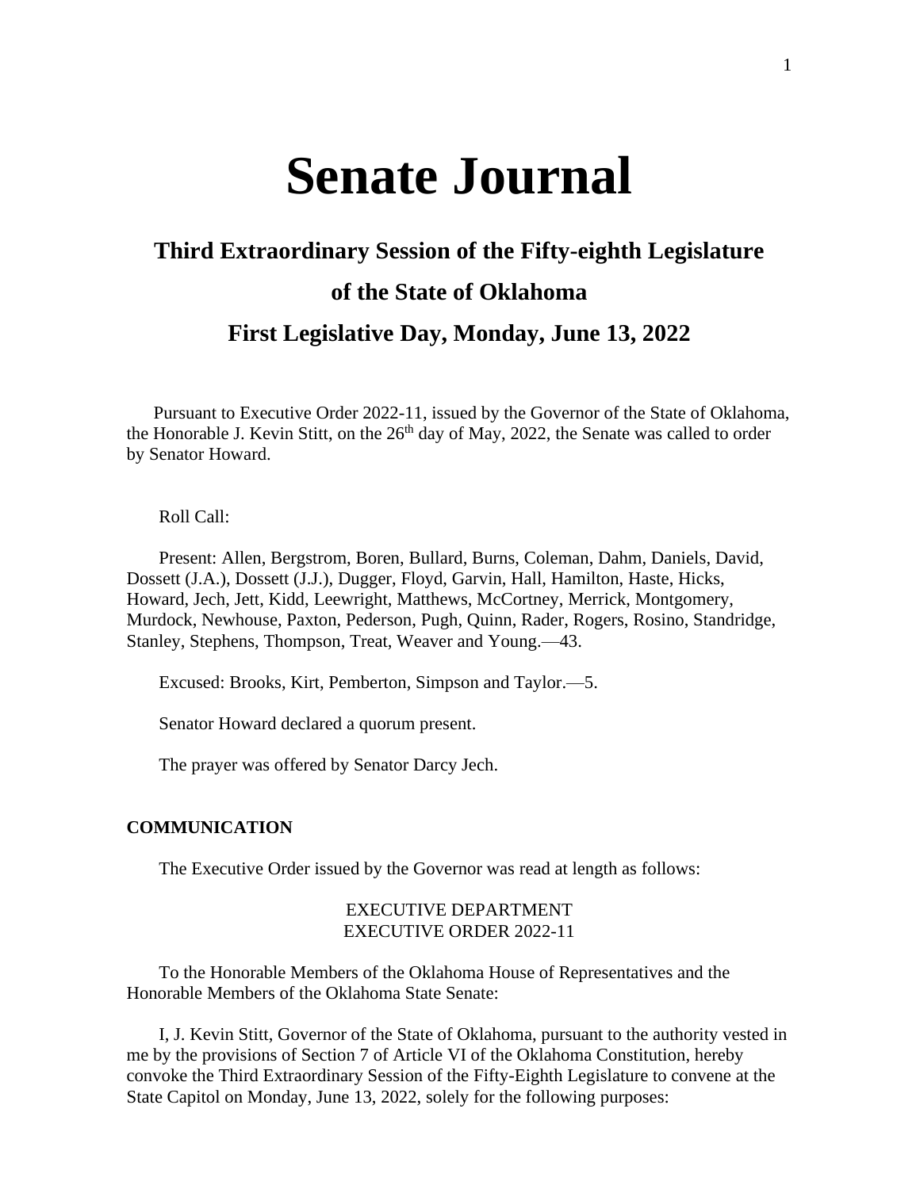# Senate Journal

## Third Extraordinary Session of the Fifty-eighth Legislature

## of the State of Oklahoma

## First Legislative Day, Monday, June 13, 2022

Pursuant to Executive Order 2022-11, issued by the Governor of the State of Oklahoma, the Honorable J. Kevin Stitt, on the 26th day of May, 2022, the Senate was called to order by Senator Howard.

Roll Call:

Present: Allen, Bergstrom, Boren, Bullard, Burns, Coleman, Dahm, Daniels, David, Dossett (J.A.), Dossett (J.J.), Dugger, Floyd, Garvin, Hall, Hamilton, Haste, Hicks, Howard, Jech, Jett, Kidd, Leewright, Matthews, McCortney, Merrick, Montgomery, Murdock, Newhouse, Paxton, Pederson, Pugh, Quinn, Rader, Rogers, Rosino, Standridge, Stanley, Stephens, Thompson, Treat, Weaver and Young.—43.

Excused: Brooks, Kirt, Pemberton, Simpson and Taylor.—5.

Senator Howard declared a quorum present.

The prayer was offered by Senator Darcy Jech.

**COMMUNICATION**

The Executive Order issued by the Governor was read at length as follows:

EXECUTIVE DEPARTMENT
EXECUTIVE ORDER 2022-11

To the Honorable Members of the Oklahoma House of Representatives and the Honorable Members of the Oklahoma State Senate:

I, J. Kevin Stitt, Governor of the State of Oklahoma, pursuant to the authority vested in me by the provisions of Section 7 of Article VI of the Oklahoma Constitution, hereby convoke the Third Extraordinary Session of the Fifty-Eighth Legislature to convene at the State Capitol on Monday, June 13, 2022, solely for the following purposes: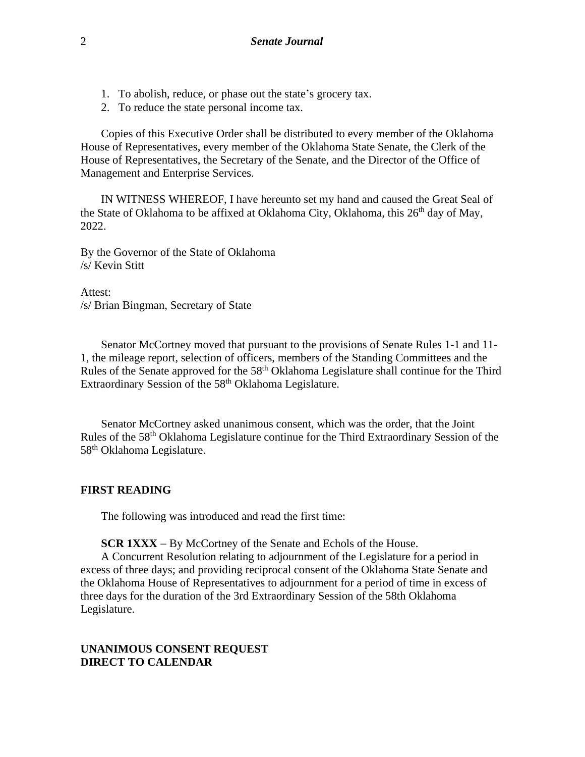1. To abolish, reduce, or phase out the state's grocery tax.
2. To reduce the state personal income tax.

Copies of this Executive Order shall be distributed to every member of the Oklahoma House of Representatives, every member of the Oklahoma State Senate, the Clerk of the House of Representatives, the Secretary of the Senate, and the Director of the Office of Management and Enterprise Services.

IN WITNESS WHEREOF, I have hereunto set my hand and caused the Great Seal of the State of Oklahoma to be affixed at Oklahoma City, Oklahoma, this 26th day of May, 2022.

By the Governor of the State of Oklahoma
/s/ Kevin Stitt

Attest:
/s/ Brian Bingman, Secretary of State

Senator McCortney moved that pursuant to the provisions of Senate Rules 1-1 and 11-1, the mileage report, selection of officers, members of the Standing Committees and the Rules of the Senate approved for the 58th Oklahoma Legislature shall continue for the Third Extraordinary Session of the 58th Oklahoma Legislature.

Senator McCortney asked unanimous consent, which was the order, that the Joint Rules of the 58th Oklahoma Legislature continue for the Third Extraordinary Session of the 58th Oklahoma Legislature.

**FIRST READING**

The following was introduced and read the first time:

**SCR 1XXX** – By McCortney of the Senate and Echols of the House.
A Concurrent Resolution relating to adjournment of the Legislature for a period in excess of three days; and providing reciprocal consent of the Oklahoma State Senate and the Oklahoma House of Representatives to adjournment for a period of time in excess of three days for the duration of the 3rd Extraordinary Session of the 58th Oklahoma Legislature.

**UNANIMOUS CONSENT REQUEST**
**DIRECT TO CALENDAR**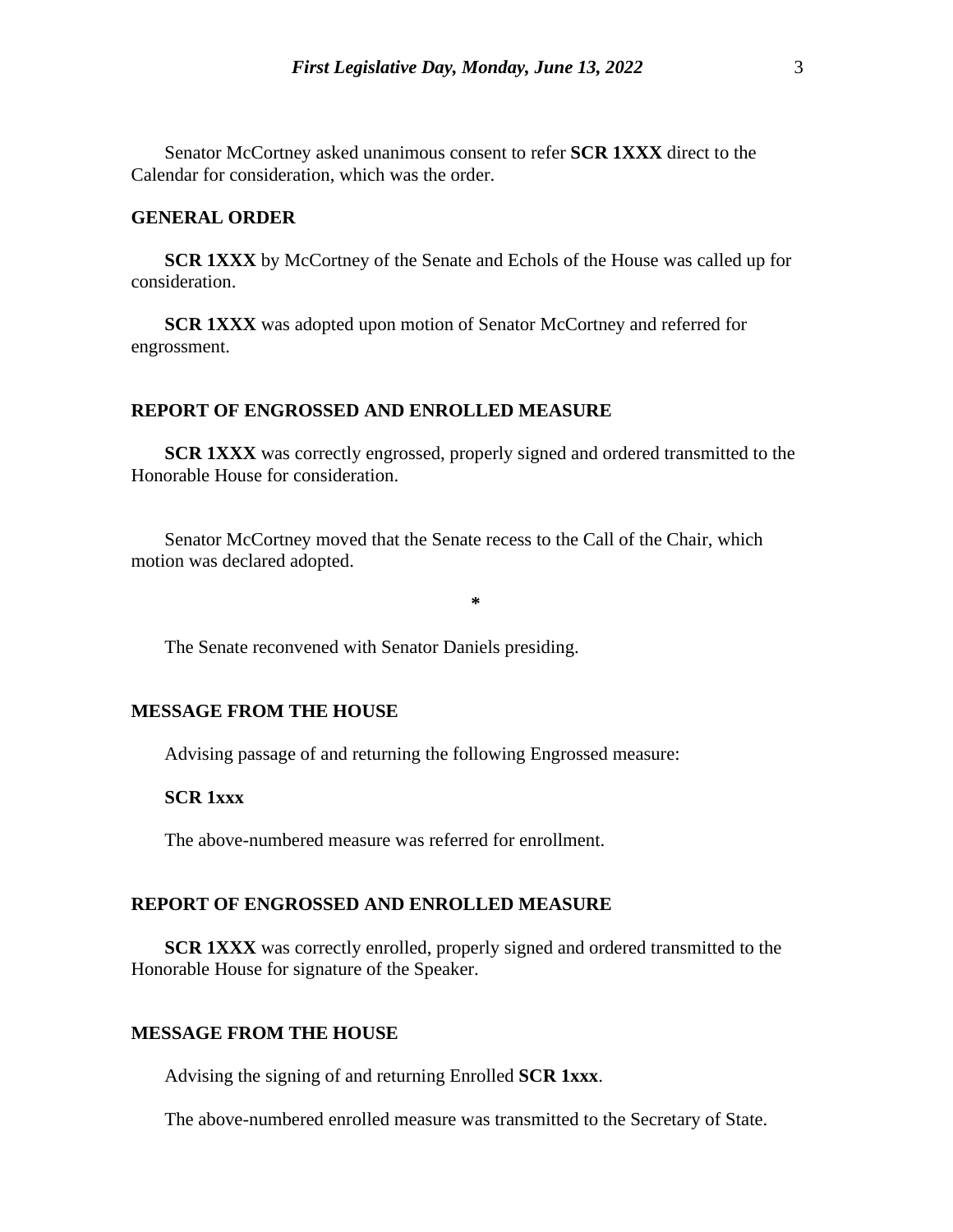Senator McCortney asked unanimous consent to refer **SCR 1XXX** direct to the Calendar for consideration, which was the order.

## GENERAL ORDER

**SCR 1XXX** by McCortney of the Senate and Echols of the House was called up for consideration.

**SCR 1XXX** was adopted upon motion of Senator McCortney and referred for engrossment.

## REPORT OF ENGROSSED AND ENROLLED MEASURE

**SCR 1XXX** was correctly engrossed, properly signed and ordered transmitted to the Honorable House for consideration.

Senator McCortney moved that the Senate recess to the Call of the Chair, which motion was declared adopted.

*

The Senate reconvened with Senator Daniels presiding.

## MESSAGE FROM THE HOUSE

Advising passage of and returning the following Engrossed measure:

**SCR 1xxx**

The above-numbered measure was referred for enrollment.

## REPORT OF ENGROSSED AND ENROLLED MEASURE

**SCR 1XXX** was correctly enrolled, properly signed and ordered transmitted to the Honorable House for signature of the Speaker.

## MESSAGE FROM THE HOUSE

Advising the signing of and returning Enrolled **SCR 1xxx**.

The above-numbered enrolled measure was transmitted to the Secretary of State.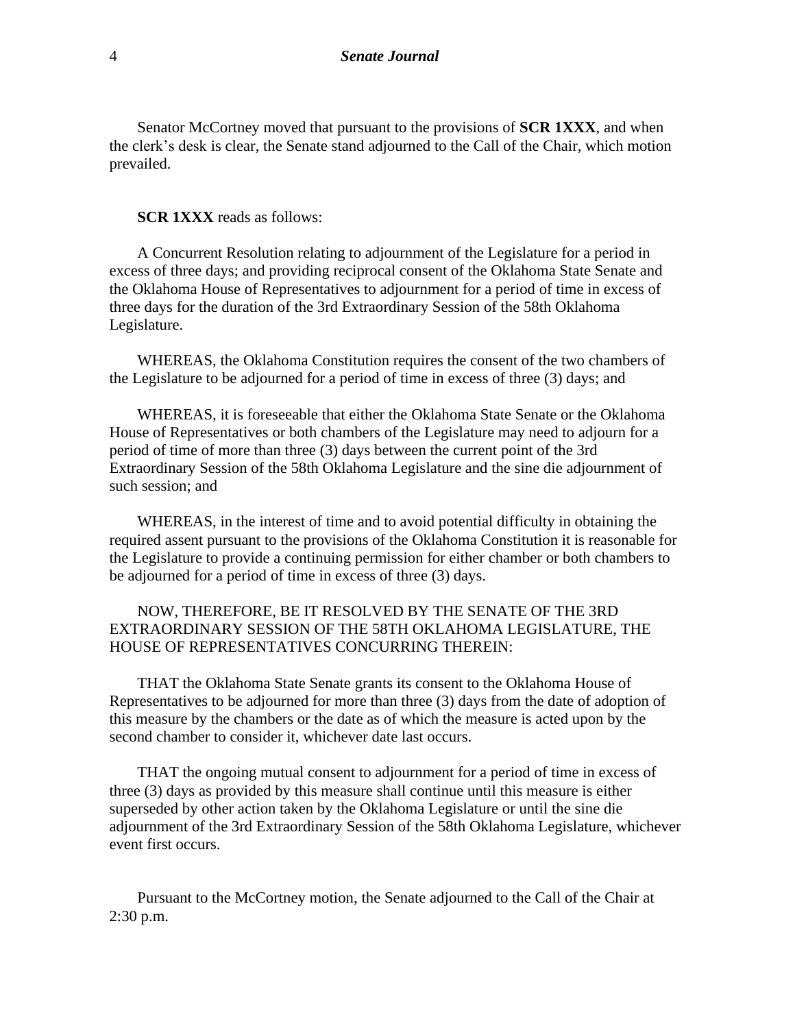Senator McCortney moved that pursuant to the provisions of **SCR 1XXX**, and when the clerk's desk is clear, the Senate stand adjourned to the Call of the Chair, which motion prevailed.

**SCR 1XXX** reads as follows:

A Concurrent Resolution relating to adjournment of the Legislature for a period in excess of three days; and providing reciprocal consent of the Oklahoma State Senate and the Oklahoma House of Representatives to adjournment for a period of time in excess of three days for the duration of the 3rd Extraordinary Session of the 58th Oklahoma Legislature.

WHEREAS, the Oklahoma Constitution requires the consent of the two chambers of the Legislature to be adjourned for a period of time in excess of three (3) days; and

WHEREAS, it is foreseeable that either the Oklahoma State Senate or the Oklahoma House of Representatives or both chambers of the Legislature may need to adjourn for a period of time of more than three (3) days between the current point of the 3rd Extraordinary Session of the 58th Oklahoma Legislature and the sine die adjournment of such session; and

WHEREAS, in the interest of time and to avoid potential difficulty in obtaining the required assent pursuant to the provisions of the Oklahoma Constitution it is reasonable for the Legislature to provide a continuing permission for either chamber or both chambers to be adjourned for a period of time in excess of three (3) days.

NOW, THEREFORE, BE IT RESOLVED BY THE SENATE OF THE 3RD EXTRAORDINARY SESSION OF THE 58TH OKLAHOMA LEGISLATURE, THE HOUSE OF REPRESENTATIVES CONCURRING THEREIN:

THAT the Oklahoma State Senate grants its consent to the Oklahoma House of Representatives to be adjourned for more than three (3) days from the date of adoption of this measure by the chambers or the date as of which the measure is acted upon by the second chamber to consider it, whichever date last occurs.

THAT the ongoing mutual consent to adjournment for a period of time in excess of three (3) days as provided by this measure shall continue until this measure is either superseded by other action taken by the Oklahoma Legislature or until the sine die adjournment of the 3rd Extraordinary Session of the 58th Oklahoma Legislature, whichever event first occurs.

Pursuant to the McCortney motion, the Senate adjourned to the Call of the Chair at 2:30 p.m.